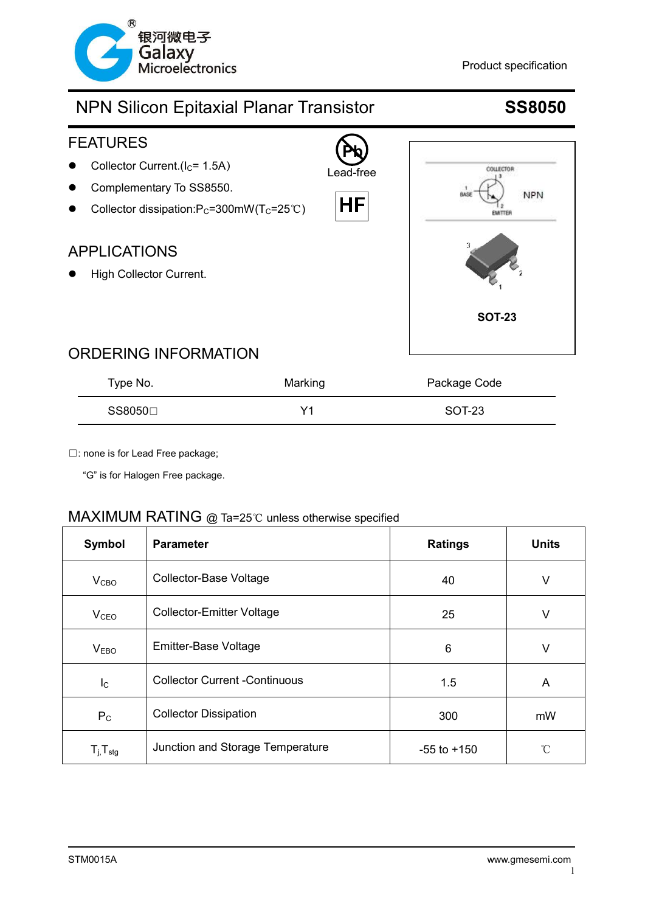银河微电子 Galaxy Microelectronics

Product specification

# NPN Silicon Epitaxial Planar Transistor **SS8050**

## FEATURES

- Collector Current.($I_C$= 1.5A)
- Complementary To SS8550.
- Collector dissipation:$P_C$=300mW($T_C$=25℃)

Lead-free

HF

COLLECTOR 3, BASE 1, EMITTER 2 — NPN

SOT-23

## APPLICATIONS

- High Collector Current.

## ORDERING INFORMATION

| Type No. | Marking | Package Code |
|---|---|---|
| SS8050□ | Y1 | SOT-23 |

□: none is for Lead Free package;

"G" is for Halogen Free package.

## MAXIMUM RATING @ Ta=25℃ unless otherwise specified

| Symbol | Parameter | Ratings | Units |
|---|---|---|---|
| $V_{CBO}$ | Collector-Base Voltage | 40 | V |
| $V_{CEO}$ | Collector-Emitter Voltage | 25 | V |
| $V_{EBO}$ | Emitter-Base Voltage | 6 | V |
| $I_C$ | Collector Current -Continuous | 1.5 | A |
| $P_C$ | Collector Dissipation | 300 | mW |
| $T_j$,$T_{stg}$ | Junction and Storage Temperature | -55 to +150 | ℃ |

STM0015A

www.gmesemi.com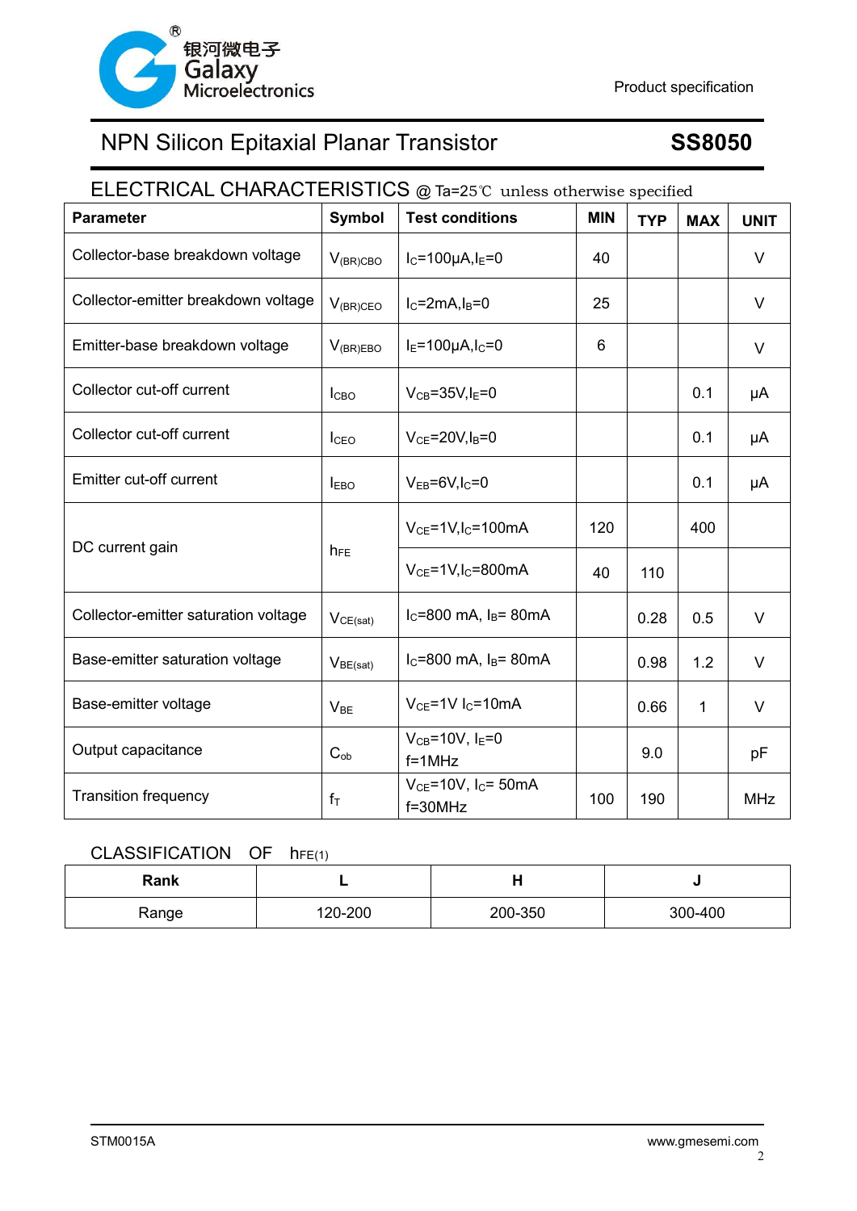# NPN Silicon Epitaxial Planar Transistor — SS8050

## ELECTRICAL CHARACTERISTICS @ Ta=25℃ unless otherwise specified

| Parameter | Symbol | Test conditions | MIN | TYP | MAX | UNIT |
|---|---|---|---|---|---|---|
| Collector-base breakdown voltage | $V_{(BR)CBO}$ | $I_C$=100μA,$I_E$=0 | 40 | | | V |
| Collector-emitter breakdown voltage | $V_{(BR)CEO}$ | $I_C$=2mA,$I_B$=0 | 25 | | | V |
| Emitter-base breakdown voltage | $V_{(BR)EBO}$ | $I_E$=100μA,$I_C$=0 | 6 | | | V |
| Collector cut-off current | $I_{CBO}$ | $V_{CB}$=35V,$I_E$=0 | | | 0.1 | μA |
| Collector cut-off current | $I_{CEO}$ | $V_{CE}$=20V,$I_B$=0 | | | 0.1 | μA |
| Emitter cut-off current | $I_{EBO}$ | $V_{EB}$=6V,$I_C$=0 | | | 0.1 | μA |
| DC current gain | $h_{FE}$ | $V_{CE}$=1V,$I_C$=100mA | 120 | | 400 | |
| | | $V_{CE}$=1V,$I_C$=800mA | 40 | 110 | | |
| Collector-emitter saturation voltage | $V_{CE(sat)}$ | $I_C$=800 mA, $I_B$= 80mA | | 0.28 | 0.5 | V |
| Base-emitter saturation voltage | $V_{BE(sat)}$ | $I_C$=800 mA, $I_B$= 80mA | | 0.98 | 1.2 | V |
| Base-emitter voltage | $V_{BE}$ | $V_{CE}$=1V $I_C$=10mA | | 0.66 | 1 | V |
| Output capacitance | $C_{ob}$ | $V_{CB}$=10V, $I_E$=0 f=1MHz | | 9.0 | | pF |
| Transition frequency | $f_T$ | $V_{CE}$=10V, $I_C$= 50mA f=30MHz | 100 | 190 | | MHz |

## CLASSIFICATION OF $h_{FE(1)}$

| Rank | L | H | J |
|---|---|---|---|
| Range | 120-200 | 200-350 | 300-400 |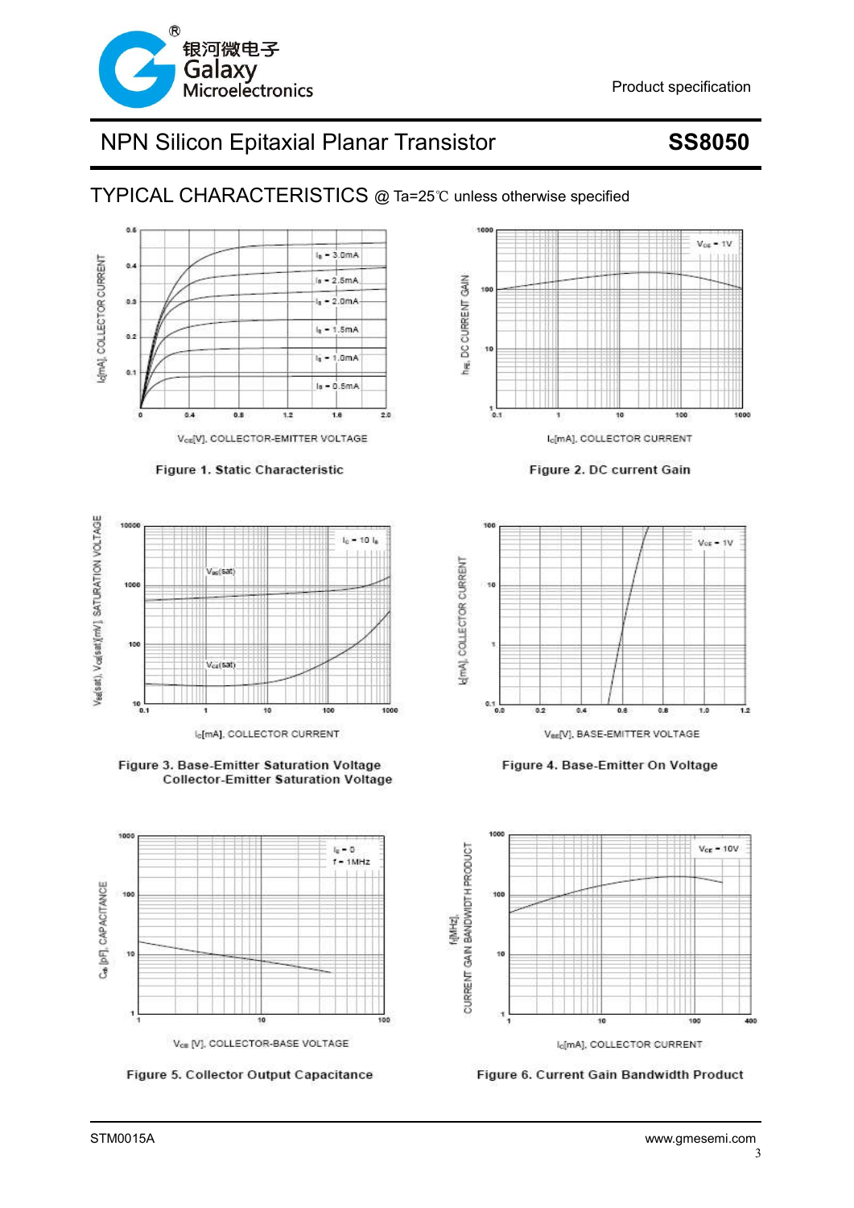# NPN Silicon Epitaxial Planar Transistor **SS8050**

## TYPICAL CHARACTERISTICS @ Ta=25℃ unless otherwise specified

**Figure 1. Static Characteristic**

**Figure 2. DC current Gain**

**Figure 3. Base-Emitter Saturation Voltage Collector-Emitter Saturation Voltage**

**Figure 4. Base-Emitter On Voltage**

**Figure 5. Collector Output Capacitance**

**Figure 6. Current Gain Bandwidth Product**

STM0015A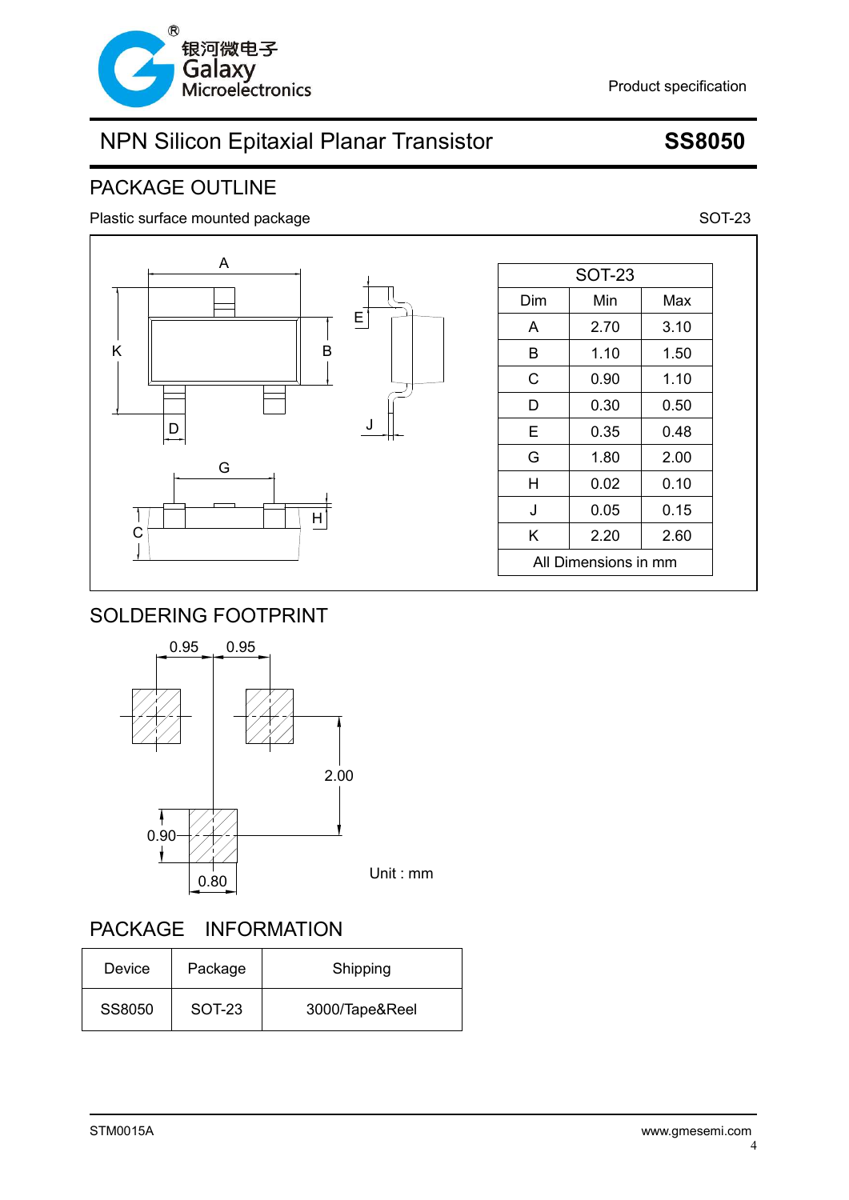Product specification

# NPN Silicon Epitaxial Planar Transistor **SS8050**

## PACKAGE OUTLINE

Plastic surface mounted package SOT-23

A
K
B
E
D
J
G
C
H

| SOT-23 | | |
|---|---|---|
| Dim | Min | Max |
| A | 2.70 | 3.10 |
| B | 1.10 | 1.50 |
| C | 0.90 | 1.10 |
| D | 0.30 | 0.50 |
| E | 0.35 | 0.48 |
| G | 1.80 | 2.00 |
| H | 0.02 | 0.10 |
| J | 0.05 | 0.15 |
| K | 2.20 | 2.60 |
| All Dimensions in mm | | |

## SOLDERING FOOTPRINT

0.95
0.95
2.00
0.90
0.80

Unit : mm

## PACKAGE INFORMATION

| Device | Package | Shipping |
|---|---|---|
| SS8050 | SOT-23 | 3000/Tape&Reel |

STM0015A www.gmesemi.com